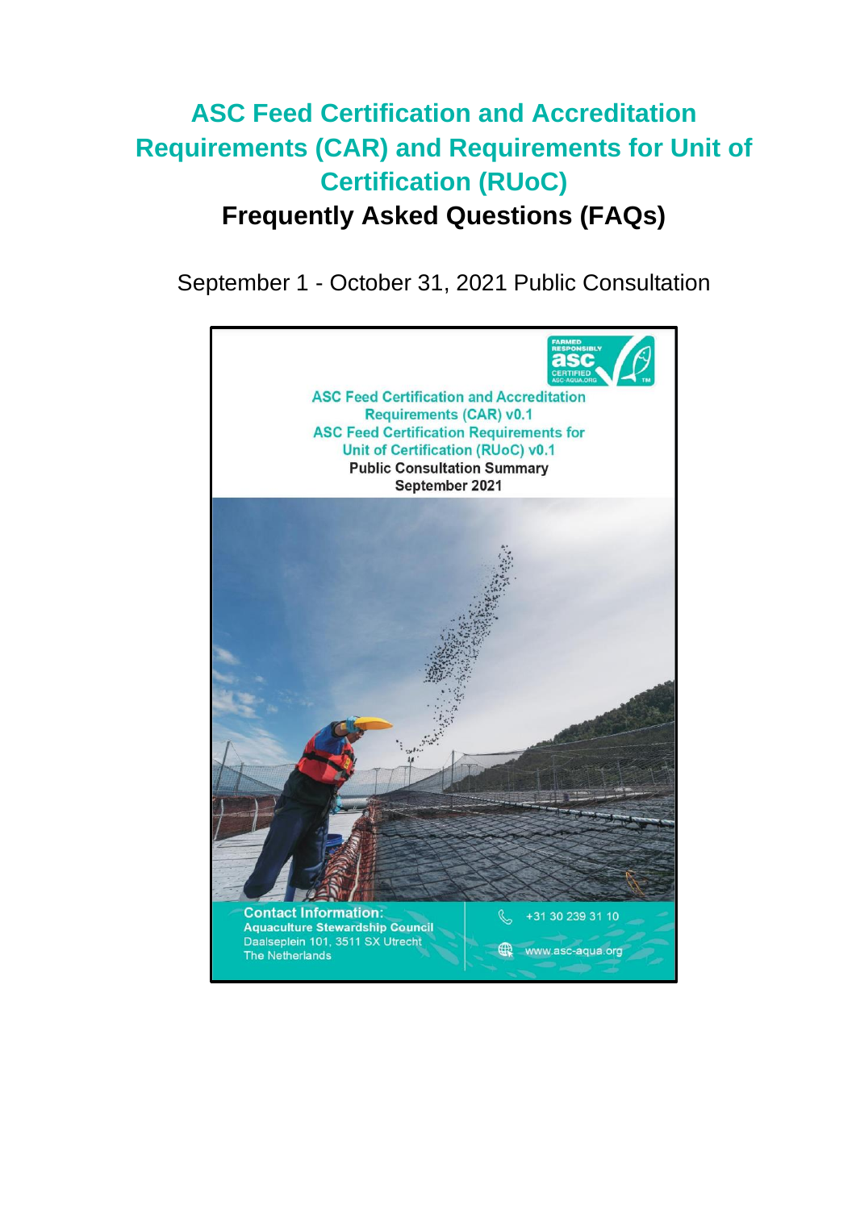# ASC Feed Certification and Accreditation Requirements (CAR) and Requirements for Unit of Certification (RUoC)

## Frequently Asked Questions (FAQs)

September 1 - October 31, 2021 Public Consultation

ASC Feed Certification and Accreditation Requirements (CAR) v0.1
ASC Feed Certification Requirements for Unit of Certification (RUoC) v0.1
Public Consultation Summary
September 2021

Contact Information:
Aquaculture Stewardship Council
Daalseplein 101, 3511 SX Utrecht
The Netherlands

+31 30 239 31 10

www.asc-aqua.org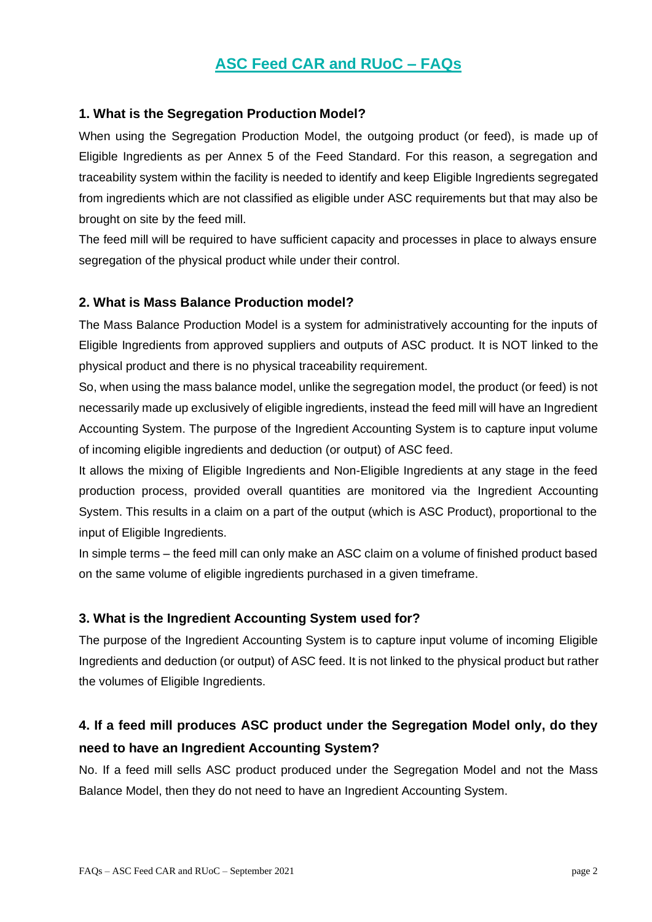# ASC Feed CAR and RUoC – FAQs

### 1. What is the Segregation Production Model?

When using the Segregation Production Model, the outgoing product (or feed), is made up of Eligible Ingredients as per Annex 5 of the Feed Standard. For this reason, a segregation and traceability system within the facility is needed to identify and keep Eligible Ingredients segregated from ingredients which are not classified as eligible under ASC requirements but that may also be brought on site by the feed mill.

The feed mill will be required to have sufficient capacity and processes in place to always ensure segregation of the physical product while under their control.

### 2. What is Mass Balance Production model?

The Mass Balance Production Model is a system for administratively accounting for the inputs of Eligible Ingredients from approved suppliers and outputs of ASC product. It is NOT linked to the physical product and there is no physical traceability requirement.

So, when using the mass balance model, unlike the segregation model, the product (or feed) is not necessarily made up exclusively of eligible ingredients, instead the feed mill will have an Ingredient Accounting System. The purpose of the Ingredient Accounting System is to capture input volume of incoming eligible ingredients and deduction (or output) of ASC feed.

It allows the mixing of Eligible Ingredients and Non-Eligible Ingredients at any stage in the feed production process, provided overall quantities are monitored via the Ingredient Accounting System. This results in a claim on a part of the output (which is ASC Product), proportional to the input of Eligible Ingredients.

In simple terms – the feed mill can only make an ASC claim on a volume of finished product based on the same volume of eligible ingredients purchased in a given timeframe.

### 3. What is the Ingredient Accounting System used for?

The purpose of the Ingredient Accounting System is to capture input volume of incoming Eligible Ingredients and deduction (or output) of ASC feed. It is not linked to the physical product but rather the volumes of Eligible Ingredients.

### 4. If a feed mill produces ASC product under the Segregation Model only, do they need to have an Ingredient Accounting System?

No. If a feed mill sells ASC product produced under the Segregation Model and not the Mass Balance Model, then they do not need to have an Ingredient Accounting System.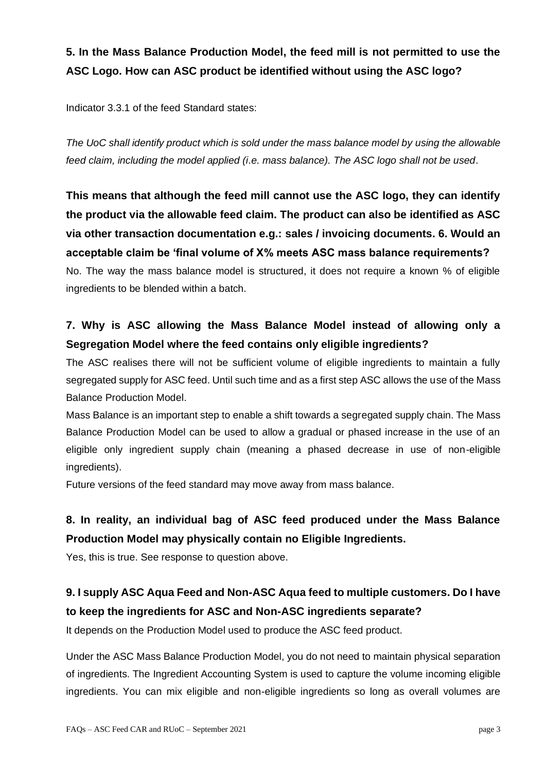**5. In the Mass Balance Production Model, the feed mill is not permitted to use the ASC Logo. How can ASC product be identified without using the ASC logo?**

Indicator 3.3.1 of the feed Standard states:

*The UoC shall identify product which is sold under the mass balance model by using the allowable feed claim, including the model applied (i.e. mass balance). The ASC logo shall not be used*.

**This means that although the feed mill cannot use the ASC logo, they can identify the product via the allowable feed claim. The product can also be identified as ASC via other transaction documentation e.g.: sales / invoicing documents. 6. Would an acceptable claim be 'final volume of X% meets ASC mass balance requirements?**

No. The way the mass balance model is structured, it does not require a known % of eligible ingredients to be blended within a batch.

**7. Why is ASC allowing the Mass Balance Model instead of allowing only a Segregation Model where the feed contains only eligible ingredients?**

The ASC realises there will not be sufficient volume of eligible ingredients to maintain a fully segregated supply for ASC feed. Until such time and as a first step ASC allows the use of the Mass Balance Production Model.

Mass Balance is an important step to enable a shift towards a segregated supply chain. The Mass Balance Production Model can be used to allow a gradual or phased increase in the use of an eligible only ingredient supply chain (meaning a phased decrease in use of non-eligible ingredients).

Future versions of the feed standard may move away from mass balance.

**8. In reality, an individual bag of ASC feed produced under the Mass Balance Production Model may physically contain no Eligible Ingredients.**

Yes, this is true. See response to question above.

**9. I supply ASC Aqua Feed and Non-ASC Aqua feed to multiple customers. Do I have to keep the ingredients for ASC and Non-ASC ingredients separate?**

It depends on the Production Model used to produce the ASC feed product.

Under the ASC Mass Balance Production Model, you do not need to maintain physical separation of ingredients. The Ingredient Accounting System is used to capture the volume incoming eligible ingredients. You can mix eligible and non-eligible ingredients so long as overall volumes are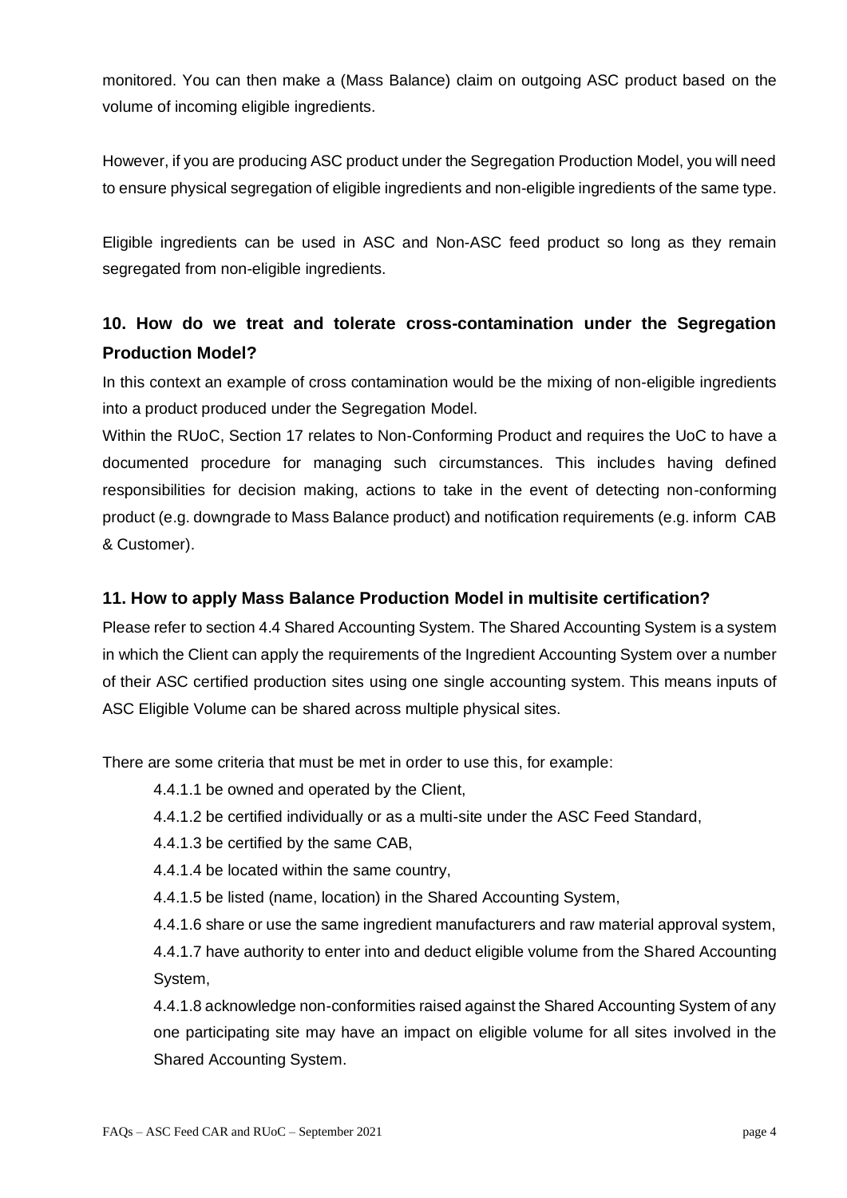monitored. You can then make a (Mass Balance) claim on outgoing ASC product based on the volume of incoming eligible ingredients.

However, if you are producing ASC product under the Segregation Production Model, you will need to ensure physical segregation of eligible ingredients and non-eligible ingredients of the same type.

Eligible ingredients can be used in ASC and Non-ASC feed product so long as they remain segregated from non-eligible ingredients.

## 10. How do we treat and tolerate cross-contamination under the Segregation Production Model?

In this context an example of cross contamination would be the mixing of non-eligible ingredients into a product produced under the Segregation Model.

Within the RUoC, Section 17 relates to Non-Conforming Product and requires the UoC to have a documented procedure for managing such circumstances. This includes having defined responsibilities for decision making, actions to take in the event of detecting non-conforming product (e.g. downgrade to Mass Balance product) and notification requirements (e.g. inform CAB & Customer).

## 11. How to apply Mass Balance Production Model in multisite certification?

Please refer to section 4.4 Shared Accounting System. The Shared Accounting System is a system in which the Client can apply the requirements of the Ingredient Accounting System over a number of their ASC certified production sites using one single accounting system. This means inputs of ASC Eligible Volume can be shared across multiple physical sites.

There are some criteria that must be met in order to use this, for example:

- 4.4.1.1 be owned and operated by the Client,
- 4.4.1.2 be certified individually or as a multi-site under the ASC Feed Standard,
- 4.4.1.3 be certified by the same CAB,
- 4.4.1.4 be located within the same country,
- 4.4.1.5 be listed (name, location) in the Shared Accounting System,
- 4.4.1.6 share or use the same ingredient manufacturers and raw material approval system,
- 4.4.1.7 have authority to enter into and deduct eligible volume from the Shared Accounting System,
- 4.4.1.8 acknowledge non-conformities raised against the Shared Accounting System of any one participating site may have an impact on eligible volume for all sites involved in the Shared Accounting System.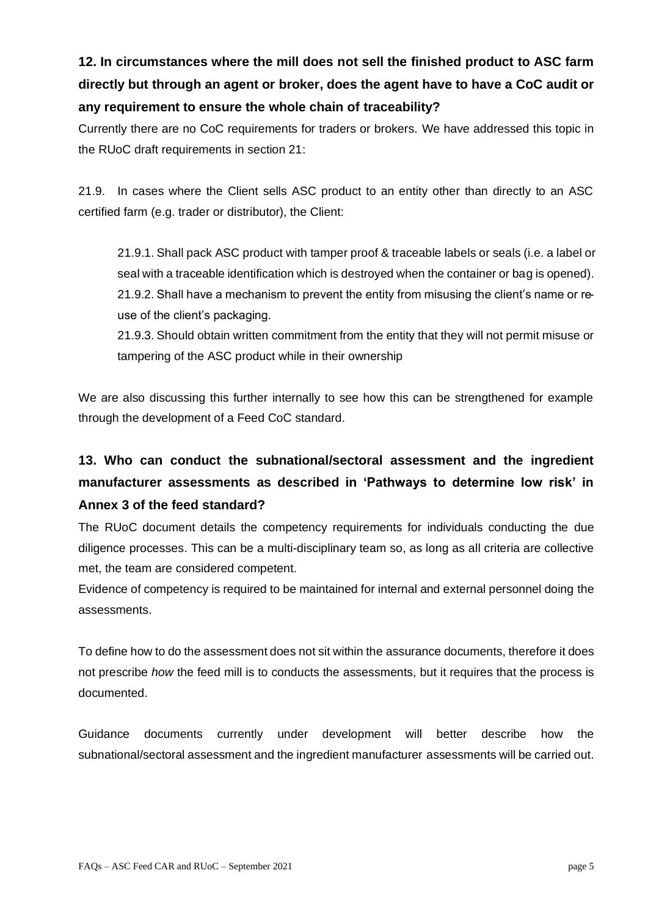**12. In circumstances where the mill does not sell the finished product to ASC farm directly but through an agent or broker, does the agent have to have a CoC audit or any requirement to ensure the whole chain of traceability?**

Currently there are no CoC requirements for traders or brokers. We have addressed this topic in the RUoC draft requirements in section 21:

21.9. In cases where the Client sells ASC product to an entity other than directly to an ASC certified farm (e.g. trader or distributor), the Client:

> 21.9.1. Shall pack ASC product with tamper proof & traceable labels or seals (i.e. a label or seal with a traceable identification which is destroyed when the container or bag is opened).
>
> 21.9.2. Shall have a mechanism to prevent the entity from misusing the client's name or re-use of the client's packaging.
>
> 21.9.3. Should obtain written commitment from the entity that they will not permit misuse or tampering of the ASC product while in their ownership

We are also discussing this further internally to see how this can be strengthened for example through the development of a Feed CoC standard.

**13. Who can conduct the subnational/sectoral assessment and the ingredient manufacturer assessments as described in 'Pathways to determine low risk' in Annex 3 of the feed standard?**

The RUoC document details the competency requirements for individuals conducting the due diligence processes. This can be a multi-disciplinary team so, as long as all criteria are collective met, the team are considered competent.

Evidence of competency is required to be maintained for internal and external personnel doing the assessments.

To define how to do the assessment does not sit within the assurance documents, therefore it does not prescribe *how* the feed mill is to conducts the assessments, but it requires that the process is documented.

Guidance documents currently under development will better describe how the subnational/sectoral assessment and the ingredient manufacturer assessments will be carried out.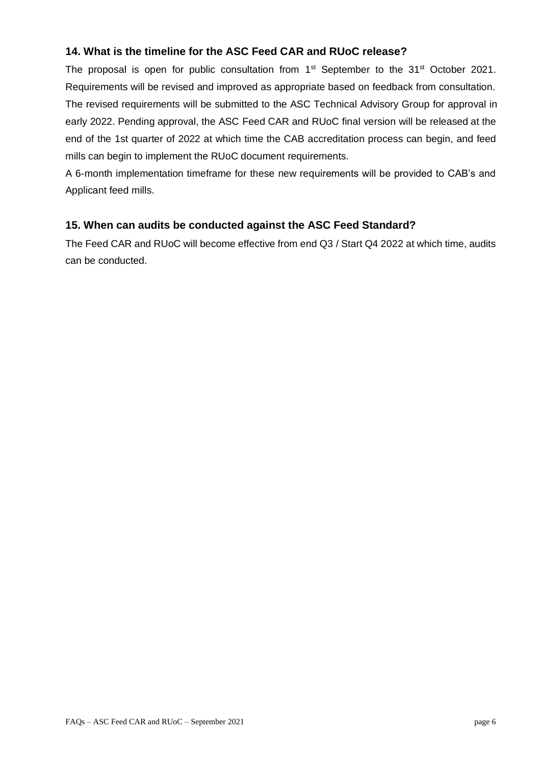### 14. What is the timeline for the ASC Feed CAR and RUoC release?

The proposal is open for public consultation from 1st September to the 31st October 2021. Requirements will be revised and improved as appropriate based on feedback from consultation. The revised requirements will be submitted to the ASC Technical Advisory Group for approval in early 2022. Pending approval, the ASC Feed CAR and RUoC final version will be released at the end of the 1st quarter of 2022 at which time the CAB accreditation process can begin, and feed mills can begin to implement the RUoC document requirements.

A 6-month implementation timeframe for these new requirements will be provided to CAB's and Applicant feed mills.

### 15. When can audits be conducted against the ASC Feed Standard?

The Feed CAR and RUoC will become effective from end Q3 / Start Q4 2022 at which time, audits can be conducted.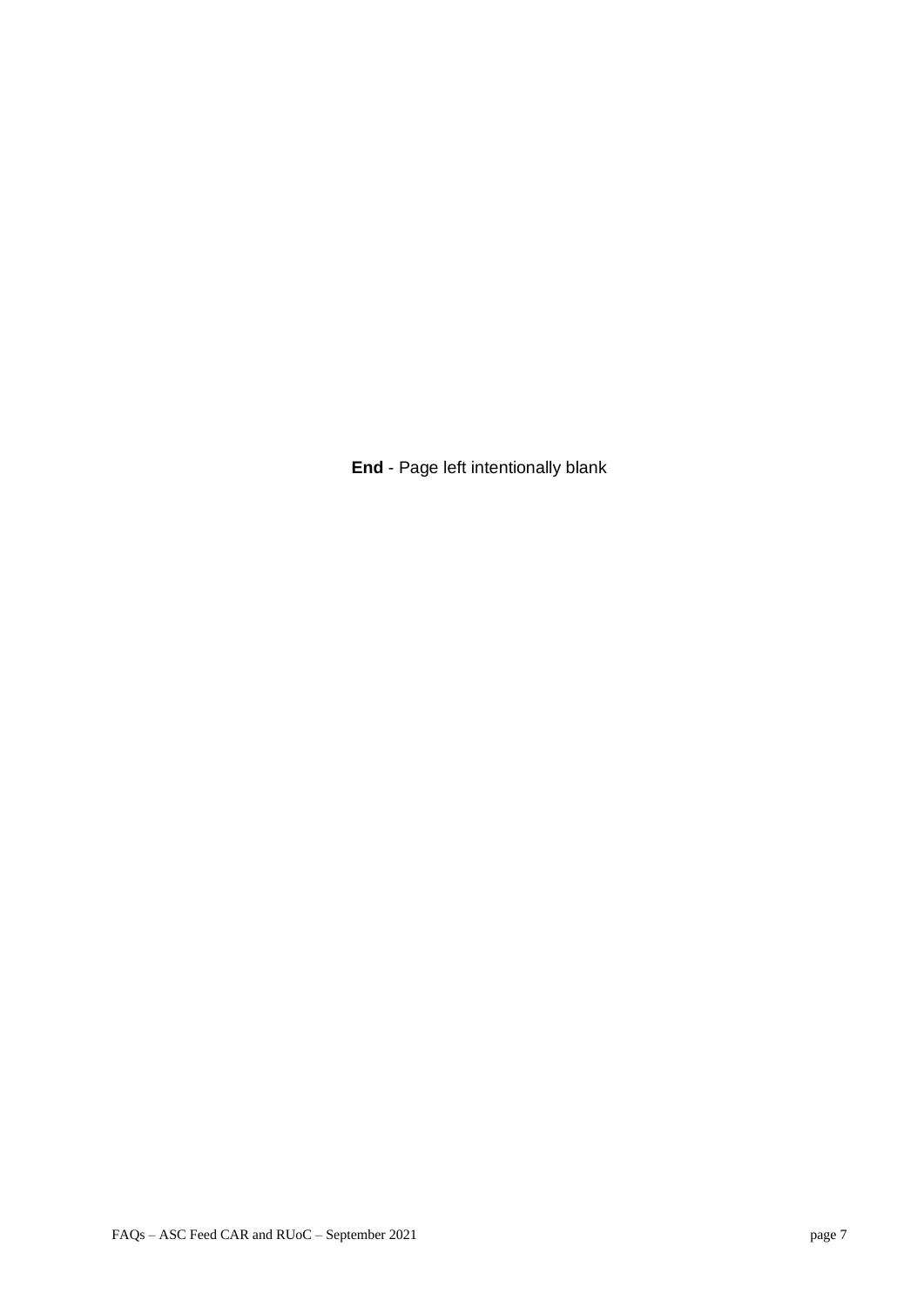**End** - Page left intentionally blank